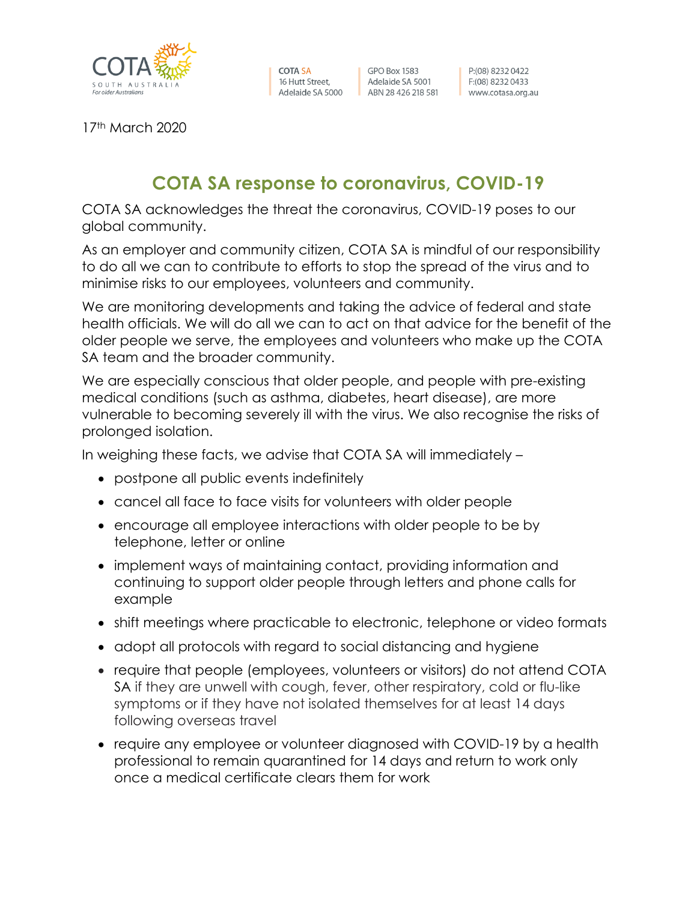COTA SOUTH AUSTRALIA
*For older Australians*

COTA SA
16 Hutt Street,
Adelaide SA 5000

GPO Box 1583
Adelaide SA 5001
ABN 28 426 218 581

P:(08) 8232 0422
F:(08) 8232 0433
www.cotasa.org.au

17th March 2020

# COTA SA response to coronavirus, COVID-19

COTA SA acknowledges the threat the coronavirus, COVID-19 poses to our global community.

As an employer and community citizen, COTA SA is mindful of our responsibility to do all we can to contribute to efforts to stop the spread of the virus and to minimise risks to our employees, volunteers and community.

We are monitoring developments and taking the advice of federal and state health officials. We will do all we can to act on that advice for the benefit of the older people we serve, the employees and volunteers who make up the COTA SA team and the broader community.

We are especially conscious that older people, and people with pre-existing medical conditions (such as asthma, diabetes, heart disease), are more vulnerable to becoming severely ill with the virus. We also recognise the risks of prolonged isolation.

In weighing these facts, we advise that COTA SA will immediately –

- postpone all public events indefinitely
- cancel all face to face visits for volunteers with older people
- encourage all employee interactions with older people to be by telephone, letter or online
- implement ways of maintaining contact, providing information and continuing to support older people through letters and phone calls for example
- shift meetings where practicable to electronic, telephone or video formats
- adopt all protocols with regard to social distancing and hygiene
- require that people (employees, volunteers or visitors) do not attend COTA SA if they are unwell with cough, fever, other respiratory, cold or flu-like symptoms or if they have not isolated themselves for at least 14 days following overseas travel
- require any employee or volunteer diagnosed with COVID-19 by a health professional to remain quarantined for 14 days and return to work only once a medical certificate clears them for work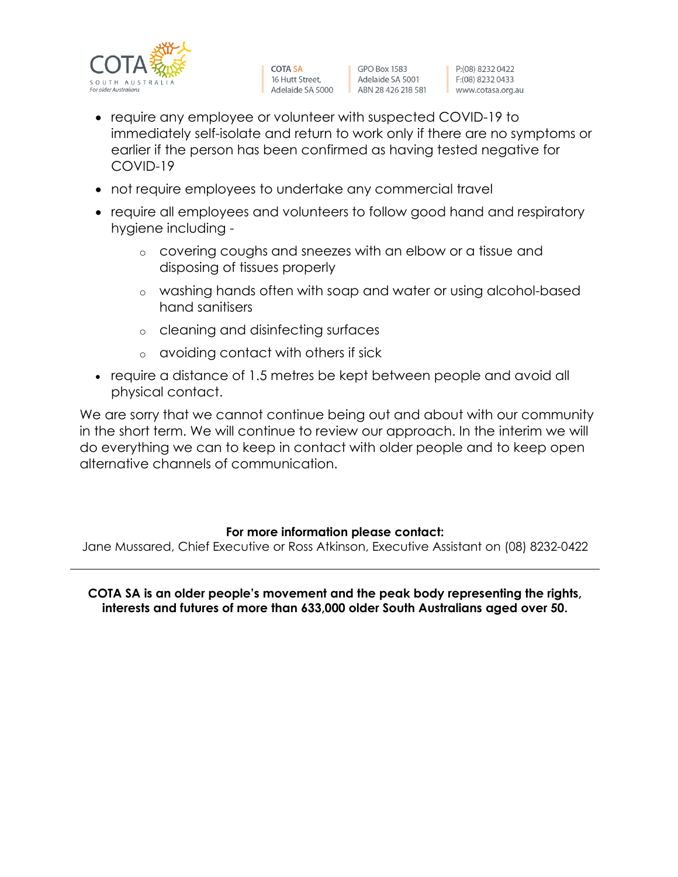- require any employee or volunteer with suspected COVID-19 to immediately self-isolate and return to work only if there are no symptoms or earlier if the person has been confirmed as having tested negative for COVID-19
- not require employees to undertake any commercial travel
- require all employees and volunteers to follow good hand and respiratory hygiene including -
  - covering coughs and sneezes with an elbow or a tissue and disposing of tissues properly
  - washing hands often with soap and water or using alcohol-based hand sanitisers
  - cleaning and disinfecting surfaces
  - avoiding contact with others if sick
- require a distance of 1.5 metres be kept between people and avoid all physical contact.

We are sorry that we cannot continue being out and about with our community in the short term. We will continue to review our approach. In the interim we will do everything we can to keep in contact with older people and to keep open alternative channels of communication.

**For more information please contact:**
Jane Mussared, Chief Executive or Ross Atkinson, Executive Assistant on (08) 8232-0422

---

**COTA SA is an older people's movement and the peak body representing the rights, interests and futures of more than 633,000 older South Australians aged over 50.**